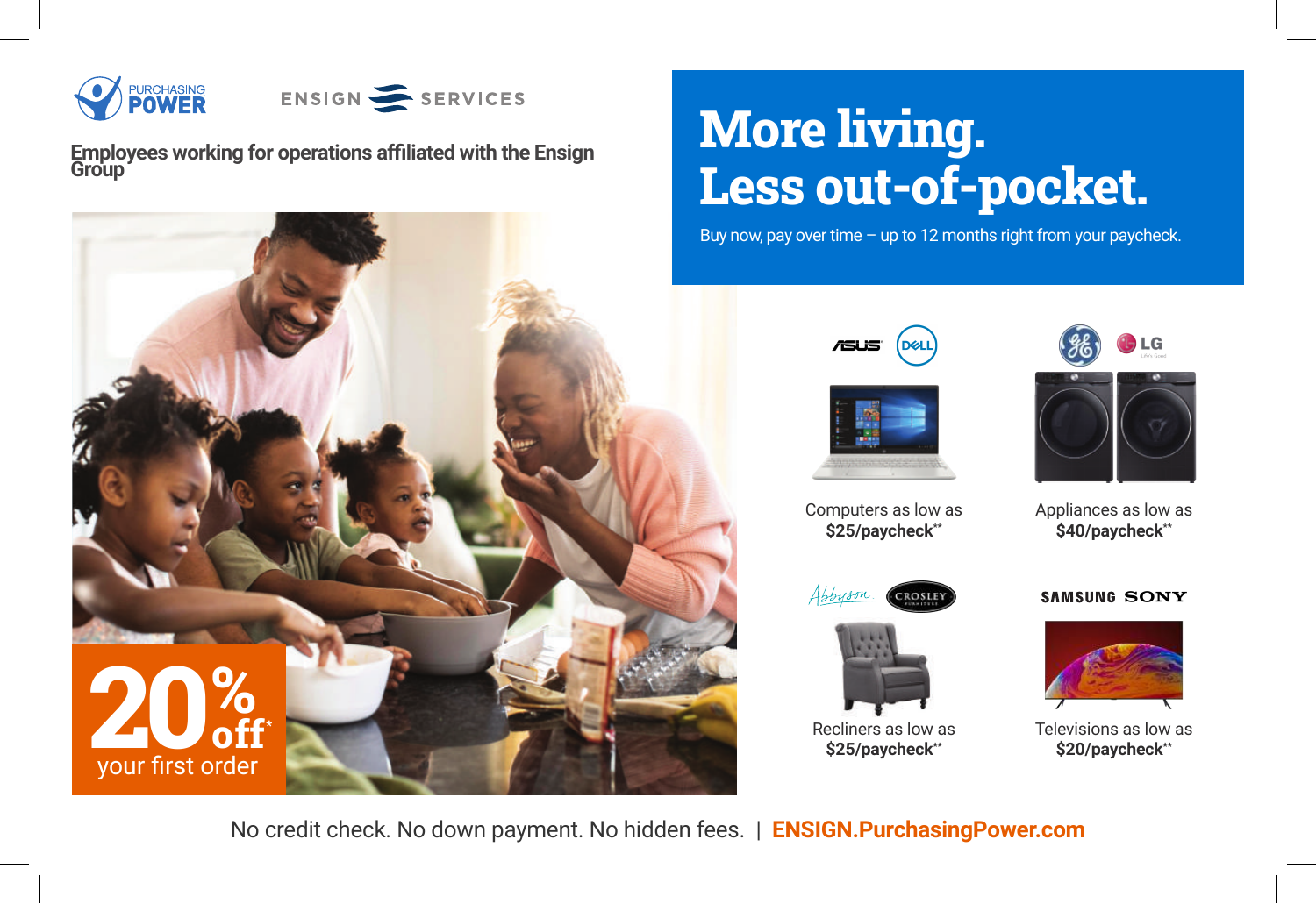PURCHASING POWER

ENSIGN SERVICES

Employees working for operations affiliated with the Ensign Group

# More living. Less out-of-pocket.

Buy now, pay over time – up to 12 months right from your paycheck.

ASUS DELL

Computers as low as **$25/paycheck****

GE LG

Appliances as low as **$40/paycheck****

Abbyson CROSLEY

Recliners as low as **$25/paycheck****

SAMSUNG SONY

Televisions as low as **$20/paycheck****

**20% off*** your first order

No credit check. No down payment. No hidden fees. | **ENSIGN.PurchasingPower.com**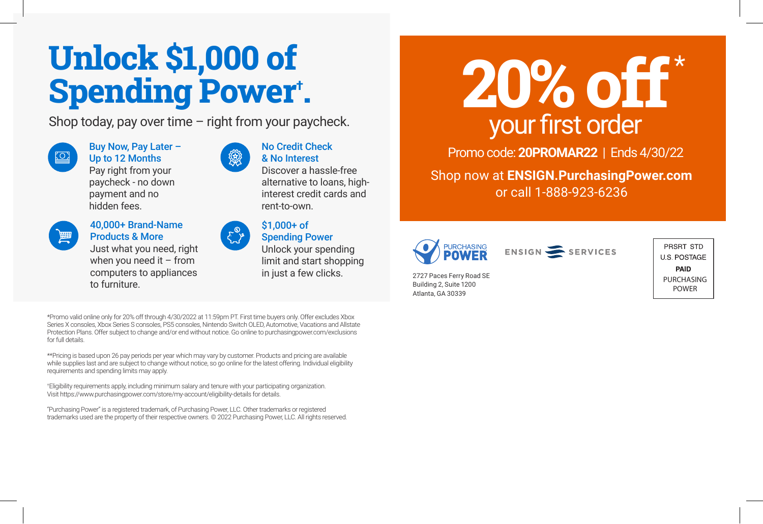# Unlock $1,000 of Spending Power†.

Shop today, pay over time – right from your paycheck.

**Buy Now, Pay Later – Up to 12 Months**
Pay right from your paycheck - no down payment and no hidden fees.

**No Credit Check & No Interest**
Discover a hassle-free alternative to loans, high-interest credit cards and rent-to-own.

**40,000+ Brand-Name Products & More**
Just what you need, right when you need it – from computers to appliances to furniture.

**$1,000+ of Spending Power**
Unlock your spending limit and start shopping in just a few clicks.

# 20% off*

## your first order

Promo code: **20PROMAR22** | Ends 4/30/22

Shop now at **ENSIGN.PurchasingPower.com** or call 1-888-923-6236

PURCHASING POWER

ENSIGN SERVICES

2727 Paces Ferry Road SE
Building 2, Suite 1200
Atlanta, GA 30339

PRSRT STD
U.S. POSTAGE
**PAID**
PURCHASING
POWER

*Promo valid online only for 20% off through 4/30/2022 at 11:59pm PT. First time buyers only. Offer excludes Xbox Series X consoles, Xbox Series S consoles, PS5 consoles, Nintendo Switch OLED, Automotive, Vacations and Allstate Protection Plans. Offer subject to change and/or end without notice. Go online to purchasingpower.com/exclusions for full details.

**Pricing is based upon 26 pay periods per year which may vary by customer. Products and pricing are available while supplies last and are subject to change without notice, so go online for the latest offering. Individual eligibility requirements and spending limits may apply.

†Eligibility requirements apply, including minimum salary and tenure with your participating organization. Visit https://www.purchasingpower.com/store/my-account/eligibility-details for details.

"Purchasing Power" is a registered trademark, of Purchasing Power, LLC. Other trademarks or registered trademarks used are the property of their respective owners. © 2022 Purchasing Power, LLC. All rights reserved.